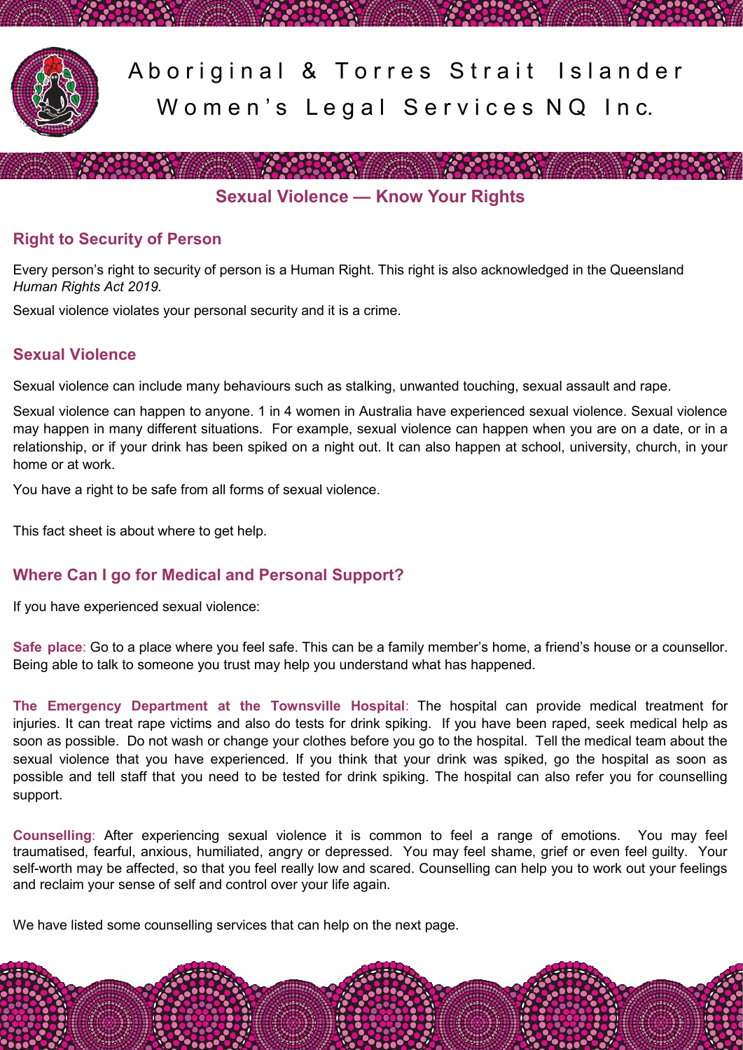# Aboriginal & Torres Strait Islander Women's Legal Services NQ Inc.

## Sexual Violence — Know Your Rights

### Right to Security of Person

Every person's right to security of person is a Human Right. This right is also acknowledged in the Queensland *Human Rights Act 2019*.

Sexual violence violates your personal security and it is a crime.

### Sexual Violence

Sexual violence can include many behaviours such as stalking, unwanted touching, sexual assault and rape.

Sexual violence can happen to anyone. 1 in 4 women in Australia have experienced sexual violence. Sexual violence may happen in many different situations. For example, sexual violence can happen when you are on a date, or in a relationship, or if your drink has been spiked on a night out. It can also happen at school, university, church, in your home or at work.

You have a right to be safe from all forms of sexual violence.

This fact sheet is about where to get help.

### Where Can I go for Medical and Personal Support?

If you have experienced sexual violence:

**Safe place**: Go to a place where you feel safe. This can be a family member's home, a friend's house or a counsellor. Being able to talk to someone you trust may help you understand what has happened.

**The Emergency Department at the Townsville Hospital**: The hospital can provide medical treatment for injuries. It can treat rape victims and also do tests for drink spiking. If you have been raped, seek medical help as soon as possible. Do not wash or change your clothes before you go to the hospital. Tell the medical team about the sexual violence that you have experienced. If you think that your drink was spiked, go the hospital as soon as possible and tell staff that you need to be tested for drink spiking. The hospital can also refer you for counselling support.

**Counselling**: After experiencing sexual violence it is common to feel a range of emotions. You may feel traumatised, fearful, anxious, humiliated, angry or depressed. You may feel shame, grief or even feel guilty. Your self-worth may be affected, so that you feel really low and scared. Counselling can help you to work out your feelings and reclaim your sense of self and control over your life again.

We have listed some counselling services that can help on the next page.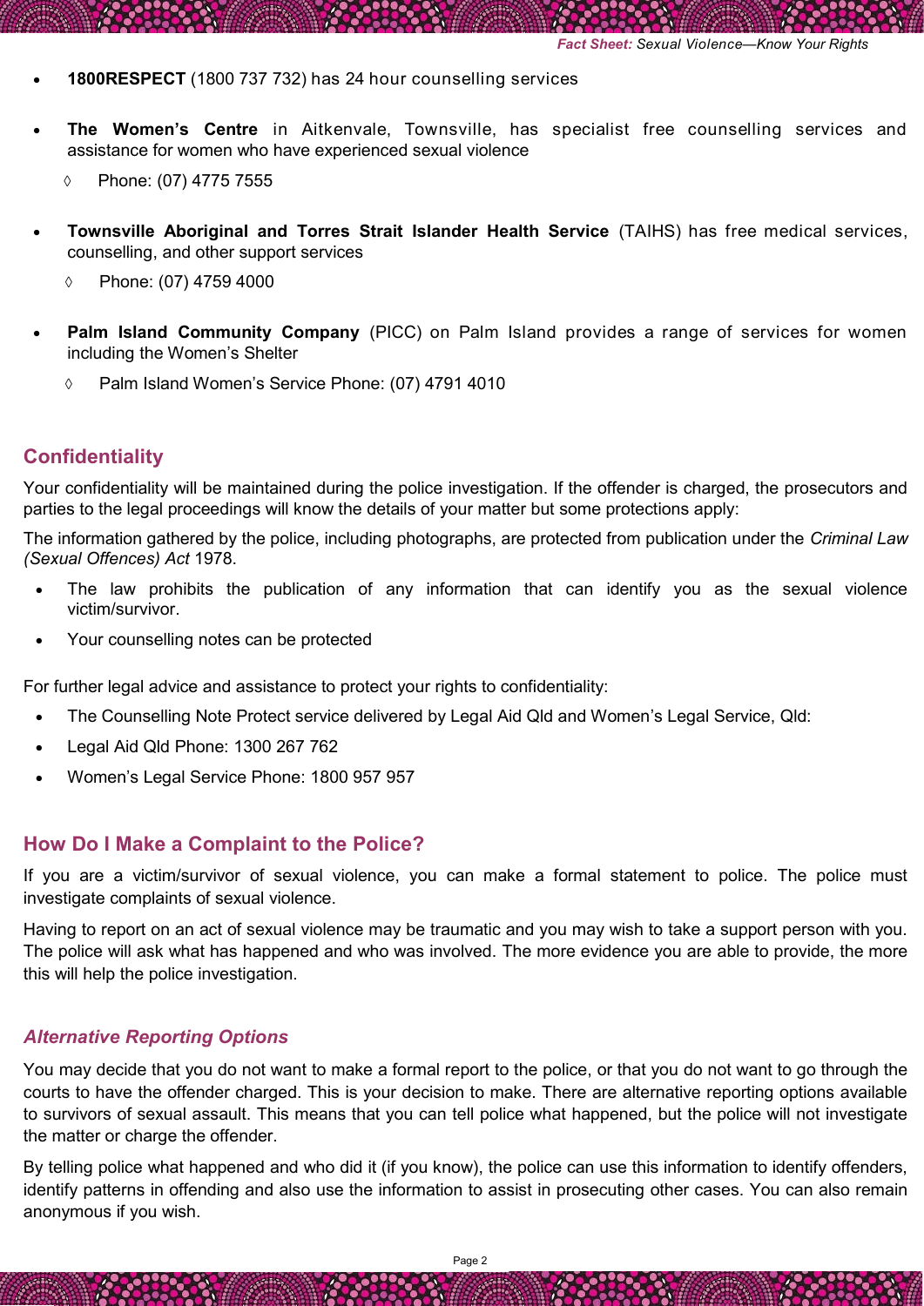- **1800RESPECT** (1800 737 732) has 24 hour counselling services
- **The Women's Centre** in Aitkenvale, Townsville, has specialist free counselling services and assistance for women who have experienced sexual violence
  - Phone: (07) 4775 7555
- **Townsville Aboriginal and Torres Strait Islander Health Service** (TAIHS) has free medical services, counselling, and other support services
  - Phone: (07) 4759 4000
- **Palm Island Community Company** (PICC) on Palm Island provides a range of services for women including the Women's Shelter
  - Palm Island Women's Service Phone: (07) 4791 4010

## Confidentiality

Your confidentiality will be maintained during the police investigation. If the offender is charged, the prosecutors and parties to the legal proceedings will know the details of your matter but some protections apply:

The information gathered by the police, including photographs, are protected from publication under the *Criminal Law (Sexual Offences) Act* 1978.

- The law prohibits the publication of any information that can identify you as the sexual violence victim/survivor.
- Your counselling notes can be protected

For further legal advice and assistance to protect your rights to confidentiality:

- The Counselling Note Protect service delivered by Legal Aid Qld and Women's Legal Service, Qld:
- Legal Aid Qld Phone: 1300 267 762
- Women's Legal Service Phone: 1800 957 957

## How Do I Make a Complaint to the Police?

If you are a victim/survivor of sexual violence, you can make a formal statement to police. The police must investigate complaints of sexual violence.

Having to report on an act of sexual violence may be traumatic and you may wish to take a support person with you. The police will ask what has happened and who was involved. The more evidence you are able to provide, the more this will help the police investigation.

### *Alternative Reporting Options*

You may decide that you do not want to make a formal report to the police, or that you do not want to go through the courts to have the offender charged. This is your decision to make. There are alternative reporting options available to survivors of sexual assault. This means that you can tell police what happened, but the police will not investigate the matter or charge the offender.

By telling police what happened and who did it (if you know), the police can use this information to identify offenders, identify patterns in offending and also use the information to assist in prosecuting other cases. You can also remain anonymous if you wish.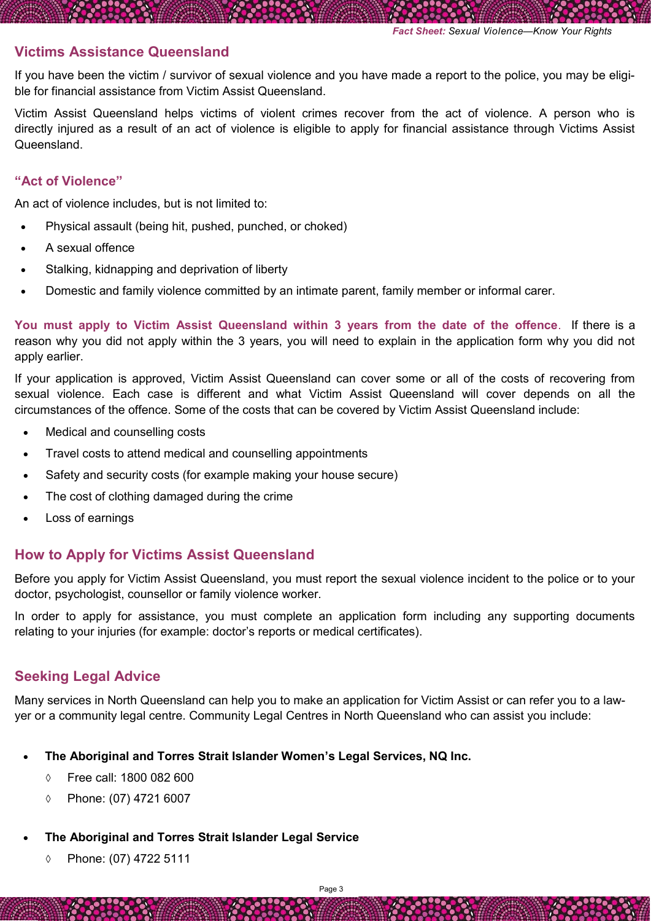## Victims Assistance Queensland

If you have been the victim / survivor of sexual violence and you have made a report to the police, you may be eligible for financial assistance from Victim Assist Queensland.

Victim Assist Queensland helps victims of violent crimes recover from the act of violence. A person who is directly injured as a result of an act of violence is eligible to apply for financial assistance through Victims Assist Queensland.

### "Act of Violence"

An act of violence includes, but is not limited to:

- Physical assault (being hit, pushed, punched, or choked)
- A sexual offence
- Stalking, kidnapping and deprivation of liberty
- Domestic and family violence committed by an intimate parent, family member or informal carer.

**You must apply to Victim Assist Queensland within 3 years from the date of the offence**. If there is a reason why you did not apply within the 3 years, you will need to explain in the application form why you did not apply earlier.

If your application is approved, Victim Assist Queensland can cover some or all of the costs of recovering from sexual violence. Each case is different and what Victim Assist Queensland will cover depends on all the circumstances of the offence. Some of the costs that can be covered by Victim Assist Queensland include:

- Medical and counselling costs
- Travel costs to attend medical and counselling appointments
- Safety and security costs (for example making your house secure)
- The cost of clothing damaged during the crime
- Loss of earnings

## How to Apply for Victims Assist Queensland

Before you apply for Victim Assist Queensland, you must report the sexual violence incident to the police or to your doctor, psychologist, counsellor or family violence worker.

In order to apply for assistance, you must complete an application form including any supporting documents relating to your injuries (for example: doctor's reports or medical certificates).

## Seeking Legal Advice

Many services in North Queensland can help you to make an application for Victim Assist or can refer you to a lawyer or a community legal centre. Community Legal Centres in North Queensland who can assist you include:

- **The Aboriginal and Torres Strait Islander Women's Legal Services, NQ Inc.**
  - Free call: 1800 082 600
  - Phone: (07) 4721 6007
- **The Aboriginal and Torres Strait Islander Legal Service**
  - Phone: (07) 4722 5111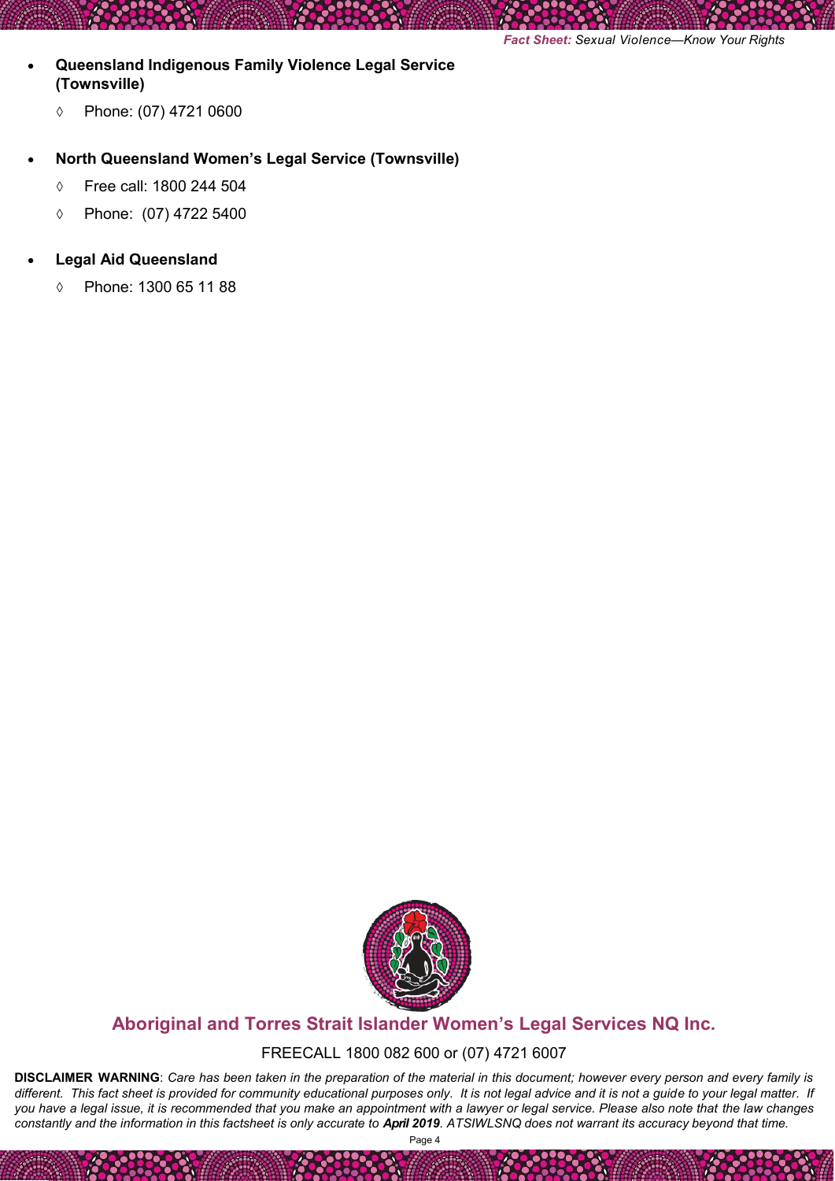- **Queensland Indigenous Family Violence Legal Service (Townsville)**
    - ◊ Phone: (07) 4721 0600

- **North Queensland Women's Legal Service (Townsville)**
    - ◊ Free call: 1800 244 504
    - ◊ Phone: (07) 4722 5400

- **Legal Aid Queensland**
    - ◊ Phone: 1300 65 11 88

**Aboriginal and Torres Strait Islander Women's Legal Services NQ Inc.**

FREECALL 1800 082 600 or (07) 4721 6007

**DISCLAIMER WARNING**: *Care has been taken in the preparation of the material in this document; however every person and every family is different. This fact sheet is provided for community educational purposes only. It is not legal advice and it is not a guide to your legal matter. If you have a legal issue, it is recommended that you make an appointment with a lawyer or legal service. Please also note that the law changes constantly and the information in this factsheet is only accurate to **April 2019**. ATSIWLSNQ does not warrant its accuracy beyond that time.*